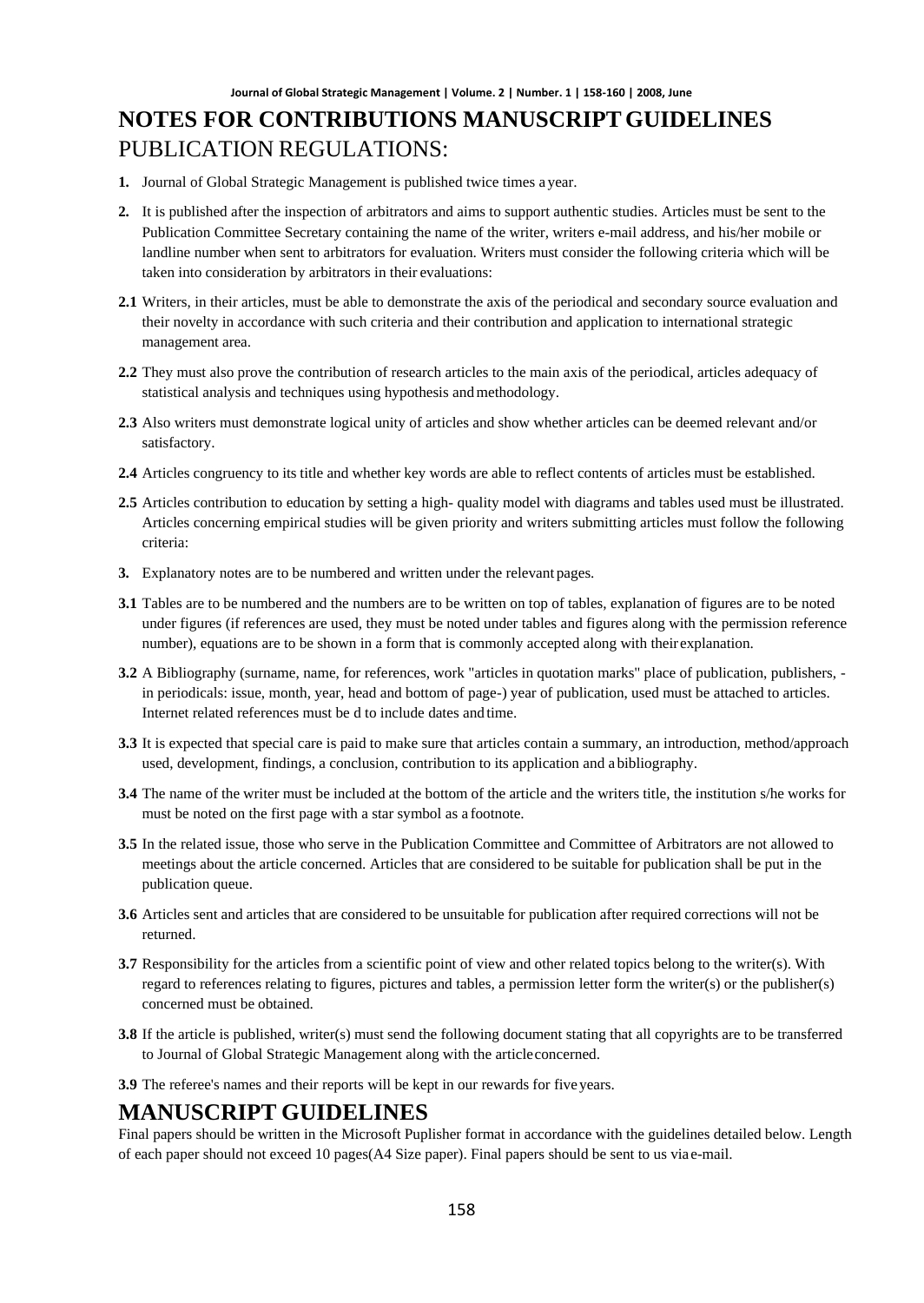# NOTES FOR CONTRIBUTIONS MANUSCRIPT GUIDELINES

PUBLICATION REGULATIONS:

**1.** Journal of Global Strategic Management is published twice times a year.

**2.** It is published after the inspection of arbitrators and aims to support authentic studies. Articles must be sent to the Publication Committee Secretary containing the name of the writer, writers e-mail address, and his/her mobile or landline number when sent to arbitrators for evaluation. Writers must consider the following criteria which will be taken into consideration by arbitrators in their evaluations:

**2.1** Writers, in their articles, must be able to demonstrate the axis of the periodical and secondary source evaluation and their novelty in accordance with such criteria and their contribution and application to international strategic management area.

**2.2** They must also prove the contribution of research articles to the main axis of the periodical, articles adequacy of statistical analysis and techniques using hypothesis and methodology.

**2.3** Also writers must demonstrate logical unity of articles and show whether articles can be deemed relevant and/or satisfactory.

**2.4** Articles congruency to its title and whether key words are able to reflect contents of articles must be established.

**2.5** Articles contribution to education by setting a high- quality model with diagrams and tables used must be illustrated. Articles concerning empirical studies will be given priority and writers submitting articles must follow the following criteria:

**3.** Explanatory notes are to be numbered and written under the relevant pages.

**3.1** Tables are to be numbered and the numbers are to be written on top of tables, explanation of figures are to be noted under figures (if references are used, they must be noted under tables and figures along with the permission reference number), equations are to be shown in a form that is commonly accepted along with their explanation.

**3.2** A Bibliography (surname, name, for references, work "articles in quotation marks" place of publication, publishers, -in periodicals: issue, month, year, head and bottom of page-) year of publication, used must be attached to articles. Internet related references must be d to include dates and time.

**3.3** It is expected that special care is paid to make sure that articles contain a summary, an introduction, method/approach used, development, findings, a conclusion, contribution to its application and a bibliography.

**3.4** The name of the writer must be included at the bottom of the article and the writers title, the institution s/he works for must be noted on the first page with a star symbol as a footnote.

**3.5** In the related issue, those who serve in the Publication Committee and Committee of Arbitrators are not allowed to meetings about the article concerned. Articles that are considered to be suitable for publication shall be put in the publication queue.

**3.6** Articles sent and articles that are considered to be unsuitable for publication after required corrections will not be returned.

**3.7** Responsibility for the articles from a scientific point of view and other related topics belong to the writer(s). With regard to references relating to figures, pictures and tables, a permission letter form the writer(s) or the publisher(s) concerned must be obtained.

**3.8** If the article is published, writer(s) must send the following document stating that all copyrights are to be transferred to Journal of Global Strategic Management along with the article concerned.

**3.9** The referee's names and their reports will be kept in our rewards for five years.

# MANUSCRIPT GUIDELINES

Final papers should be written in the Microsoft Puplisher format in accordance with the guidelines detailed below. Length of each paper should not exceed 10 pages(A4 Size paper). Final papers should be sent to us via e-mail.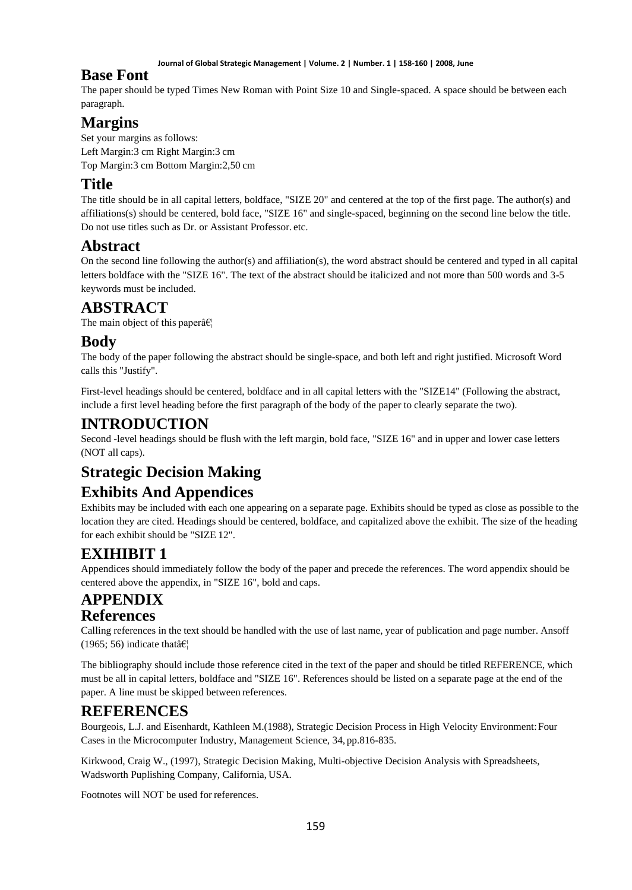## Base Font

The paper should be typed Times New Roman with Point Size 10 and Single-spaced. A space should be between each paragraph.

## Margins

Set your margins as follows:
Left Margin:3 cm Right Margin:3 cm
Top Margin:3 cm Bottom Margin:2,50 cm

## Title

The title should be in all capital letters, boldface, "SIZE 20" and centered at the top of the first page. The author(s) and affiliations(s) should be centered, bold face, "SIZE 16" and single-spaced, beginning on the second line below the title. Do not use titles such as Dr. or Assistant Professor. etc.

## Abstract

On the second line following the author(s) and affiliation(s), the word abstract should be centered and typed in all capital letters boldface with the "SIZE 16". The text of the abstract should be italicized and not more than 500 words and 3-5 keywords must be included.

## ABSTRACT

The main object of this paperâ€¦

## Body

The body of the paper following the abstract should be single-space, and both left and right justified. Microsoft Word calls this "Justify".

First-level headings should be centered, boldface and in all capital letters with the "SIZE14" (Following the abstract, include a first level heading before the first paragraph of the body of the paper to clearly separate the two).

## INTRODUCTION

Second -level headings should be flush with the left margin, bold face, "SIZE 16" and in upper and lower case letters (NOT all caps).

## Strategic Decision Making

## Exhibits And Appendices

Exhibits may be included with each one appearing on a separate page. Exhibits should be typed as close as possible to the location they are cited. Headings should be centered, boldface, and capitalized above the exhibit. The size of the heading for each exhibit should be "SIZE 12".

## EXIHIBIT 1

Appendices should immediately follow the body of the paper and precede the references. The word appendix should be centered above the appendix, in "SIZE 16", bold and caps.

## APPENDIX

## References

Calling references in the text should be handled with the use of last name, year of publication and page number. Ansoff (1965; 56) indicate thatâ€¦

The bibliography should include those reference cited in the text of the paper and should be titled REFERENCE, which must be all in capital letters, boldface and "SIZE 16". References should be listed on a separate page at the end of the paper. A line must be skipped between references.

## REFERENCES

Bourgeois, L.J. and Eisenhardt, Kathleen M.(1988), Strategic Decision Process in High Velocity Environment: Four Cases in the Microcomputer Industry, Management Science, 34, pp.816-835.

Kirkwood, Craig W., (1997), Strategic Decision Making, Multi-objective Decision Analysis with Spreadsheets, Wadsworth Puplishing Company, California, USA.

Footnotes will NOT be used for references.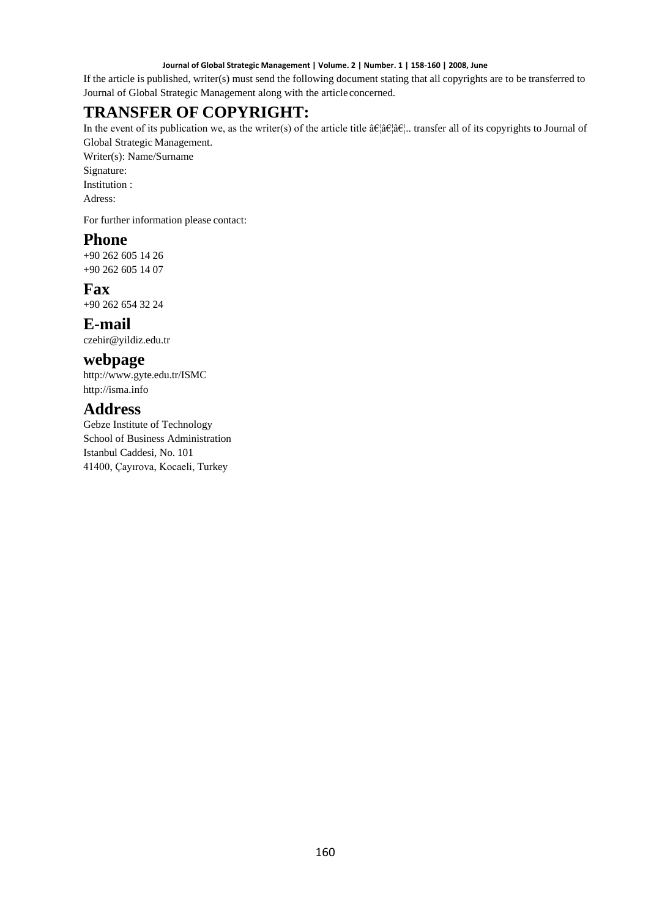If the article is published, writer(s) must send the following document stating that all copyrights are to be transferred to Journal of Global Strategic Management along with the article concerned.

## TRANSFER OF COPYRIGHT:

In the event of its publication we, as the writer(s) of the article title â€¦â€¦.. transfer all of its copyrights to Journal of Global Strategic Management.

Writer(s): Name/Surname

Signature:

Institution :

Adress:

For further information please contact:

### Phone

+90 262 605 14 26

+90 262 605 14 07

### Fax

+90 262 654 32 24

### E-mail

czehir@yildiz.edu.tr

### webpage

http://www.gyte.edu.tr/ISMC

http://isma.info

### Address

Gebze Institute of Technology

School of Business Administration

Istanbul Caddesi, No. 101

41400, Çayırova, Kocaeli, Turkey